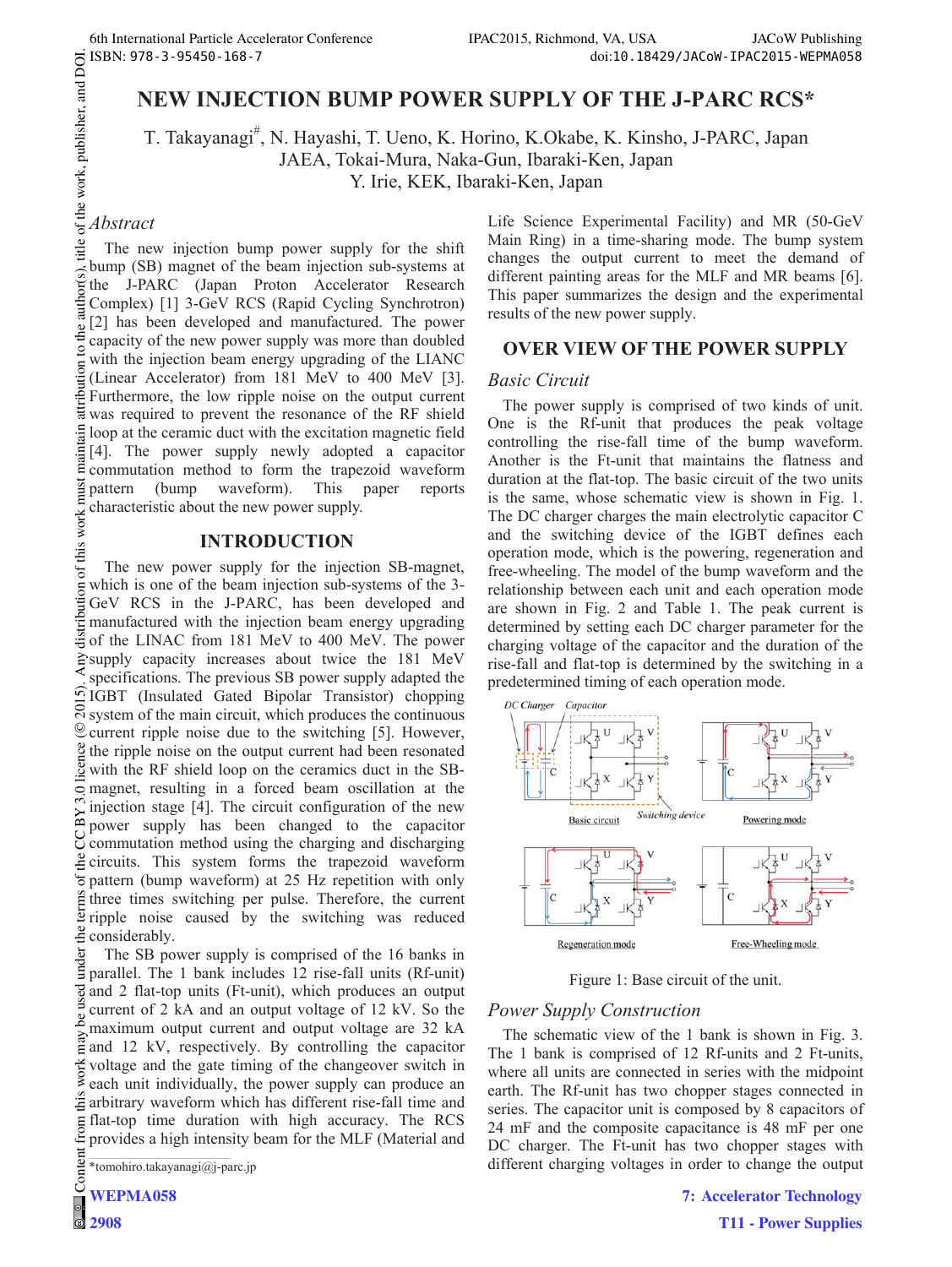# NEW INJECTION BUMP POWER SUPPLY OF THE J-PARC RCS*

T. Takayanagi#, N. Hayashi, T. Ueno, K. Horino, K.Okabe, K. Kinsho, J-PARC, Japan
JAEA, Tokai-Mura, Naka-Gun, Ibaraki-Ken, Japan
Y. Irie, KEK, Ibaraki-Ken, Japan

## *Abstract*

The new injection bump power supply for the shift bump (SB) magnet of the beam injection sub-systems at the J-PARC (Japan Proton Accelerator Research Complex) [1] 3-GeV RCS (Rapid Cycling Synchrotron) [2] has been developed and manufactured. The power capacity of the new power supply was more than doubled with the injection beam energy upgrading of the LIANC (Linear Accelerator) from 181 MeV to 400 MeV [3]. Furthermore, the low ripple noise on the output current was required to prevent the resonance of the RF shield loop at the ceramic duct with the excitation magnetic field [4]. The power supply newly adopted a capacitor commutation method to form the trapezoid waveform pattern (bump waveform). This paper reports characteristic about the new power supply.

## INTRODUCTION

The new power supply for the injection SB-magnet, which is one of the beam injection sub-systems of the 3-GeV RCS in the J-PARC, has been developed and manufactured with the injection beam energy upgrading of the LINAC from 181 MeV to 400 MeV. The power supply capacity increases about twice the 181 MeV specifications. The previous SB power supply adapted the IGBT (Insulated Gated Bipolar Transistor) chopping system of the main circuit, which produces the continuous current ripple noise due to the switching [5]. However, the ripple noise on the output current had been resonated with the RF shield loop on the ceramics duct in the SB-magnet, resulting in a forced beam oscillation at the injection stage [4]. The circuit configuration of the new power supply has been changed to the capacitor commutation method using the charging and discharging circuits. This system forms the trapezoid waveform pattern (bump waveform) at 25 Hz repetition with only three times switching per pulse. Therefore, the current ripple noise caused by the switching was reduced considerably.

The SB power supply is comprised of the 16 banks in parallel. The 1 bank includes 12 rise-fall units (Rf-unit) and 2 flat-top units (Ft-unit), which produces an output current of 2 kA and an output voltage of 12 kV. So the maximum output current and output voltage are 32 kA and 12 kV, respectively. By controlling the capacitor voltage and the gate timing of the changeover switch in each unit individually, the power supply can produce an arbitrary waveform which has different rise-fall time and flat-top time duration with high accuracy. The RCS provides a high intensity beam for the MLF (Material and Life Science Experimental Facility) and MR (50-GeV Main Ring) in a time-sharing mode. The bump system changes the output current to meet the demand of different painting areas for the MLF and MR beams [6]. This paper summarizes the design and the experimental results of the new power supply.

## OVER VIEW OF THE POWER SUPPLY

### *Basic Circuit*

The power supply is comprised of two kinds of unit. One is the Rf-unit that produces the peak voltage controlling the rise-fall time of the bump waveform. Another is the Ft-unit that maintains the flatness and duration at the flat-top. The basic circuit of the two units is the same, whose schematic view is shown in Fig. 1. The DC charger charges the main electrolytic capacitor C and the switching device of the IGBT defines each operation mode, which is the powering, regeneration and free-wheeling. The model of the bump waveform and the relationship between each unit and each operation mode are shown in Fig. 2 and Table 1. The peak current is determined by setting each DC charger parameter for the charging voltage of the capacitor and the duration of the rise-fall and flat-top is determined by the switching in a predetermined timing of each operation mode.

Figure 1: Base circuit of the unit.

### *Power Supply Construction*

The schematic view of the 1 bank is shown in Fig. 3. The 1 bank is comprised of 12 Rf-units and 2 Ft-units, where all units are connected in series with the midpoint earth. The Rf-unit has two chopper stages connected in series. The capacitor unit is composed by 8 capacitors of 24 mF and the composite capacitance is 48 mF per one DC charger. The Ft-unit has two chopper stages with different charging voltages in order to change the output

*tomohiro.takayanagi@j-parc.jp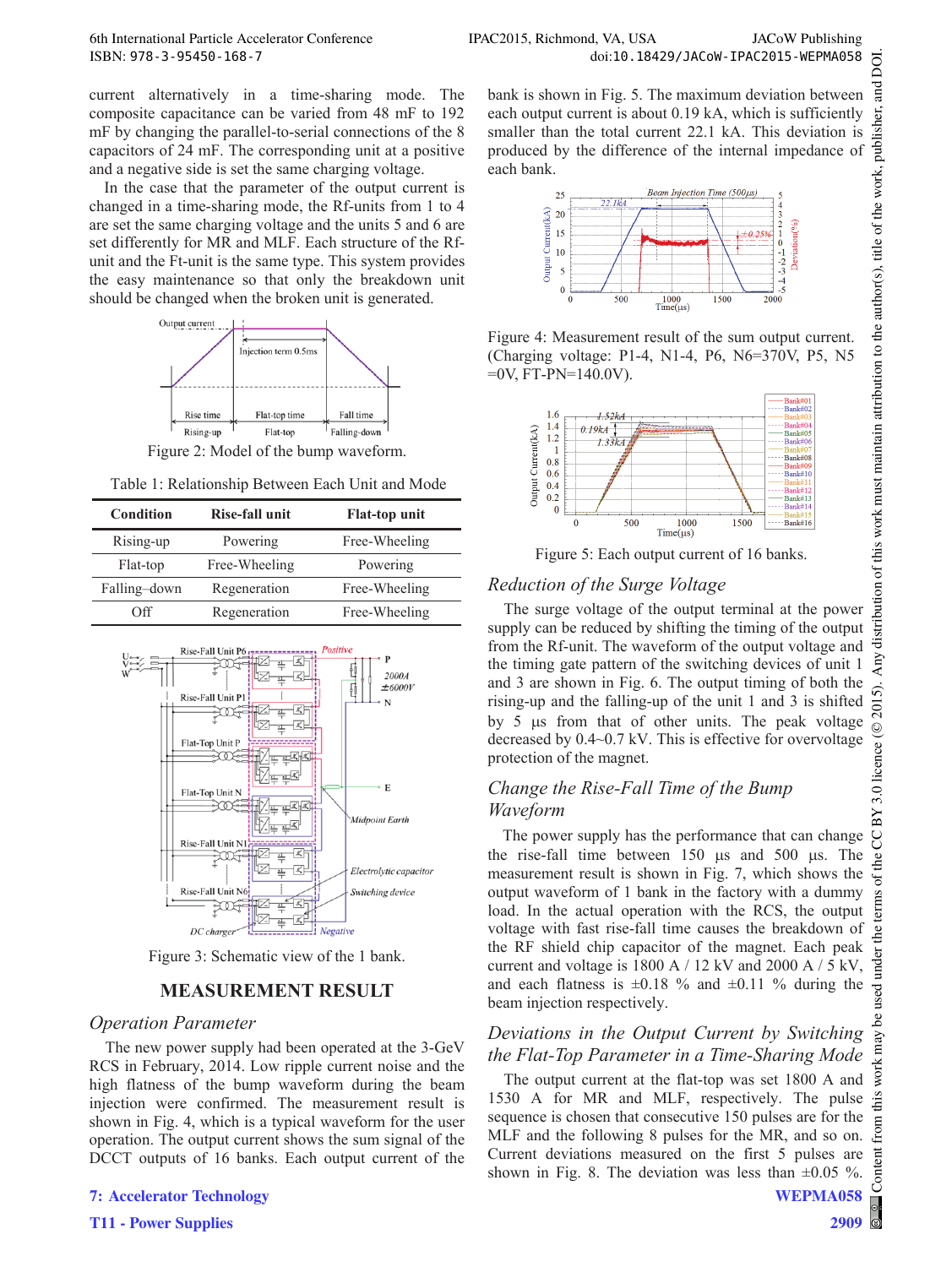current alternatively in a time-sharing mode. The composite capacitance can be varied from 48 mF to 192 mF by changing the parallel-to-serial connections of the 8 capacitors of 24 mF. The corresponding unit at a positive and a negative side is set the same charging voltage.

In the case that the parameter of the output current is changed in a time-sharing mode, the Rf-units from 1 to 4 are set the same charging voltage and the units 5 and 6 are set differently for MR and MLF. Each structure of the Rf-unit and the Ft-unit is the same type. This system provides the easy maintenance so that only the breakdown unit should be changed when the broken unit is generated.

Figure 2: Model of the bump waveform.

Table 1: Relationship Between Each Unit and Mode

| Condition | Rise-fall unit | Flat-top unit |
|---|---|---|
| Rising-up | Powering | Free-Wheeling |
| Flat-top | Free-Wheeling | Powering |
| Falling–down | Regeneration | Free-Wheeling |
| Off | Regeneration | Free-Wheeling |

Figure 3: Schematic view of the 1 bank.

## MEASUREMENT RESULT

### *Operation Parameter*

The new power supply had been operated at the 3-GeV RCS in February, 2014. Low ripple current noise and the high flatness of the bump waveform during the beam injection were confirmed. The measurement result is shown in Fig. 4, which is a typical waveform for the user operation. The output current shows the sum signal of the DCCT outputs of 16 banks. Each output current of the bank is shown in Fig. 5. The maximum deviation between each output current is about 0.19 kA, which is sufficiently smaller than the total current 22.1 kA. This deviation is produced by the difference of the internal impedance of each bank.

Figure 4: Measurement result of the sum output current. (Charging voltage: P1-4, N1-4, P6, N6=370V, P5, N5 =0V, FT-PN=140.0V).

Figure 5: Each output current of 16 banks.

### *Reduction of the Surge Voltage*

The surge voltage of the output terminal at the power supply can be reduced by shifting the timing of the output from the Rf-unit. The waveform of the output voltage and the timing gate pattern of the switching devices of unit 1 and 3 are shown in Fig. 6. The output timing of both the rising-up and the falling-up of the unit 1 and 3 is shifted by 5 µs from that of other units. The peak voltage decreased by 0.4~0.7 kV. This is effective for overvoltage protection of the magnet.

### *Change the Rise-Fall Time of the Bump Waveform*

The power supply has the performance that can change the rise-fall time between 150 µs and 500 µs. The measurement result is shown in Fig. 7, which shows the output waveform of 1 bank in the factory with a dummy load. In the actual operation with the RCS, the output voltage with fast rise-fall time causes the breakdown of the RF shield chip capacitor of the magnet. Each peak current and voltage is 1800 A / 12 kV and 2000 A / 5 kV, and each flatness is ±0.18 % and ±0.11 % during the beam injection respectively.

### *Deviations in the Output Current by Switching the Flat-Top Parameter in a Time-Sharing Mode*

The output current at the flat-top was set 1800 A and 1530 A for MR and MLF, respectively. The pulse sequence is chosen that consecutive 150 pulses are for the MLF and the following 8 pulses for the MR, and so on. Current deviations measured on the first 5 pulses are shown in Fig. 8. The deviation was less than ±0.05 %.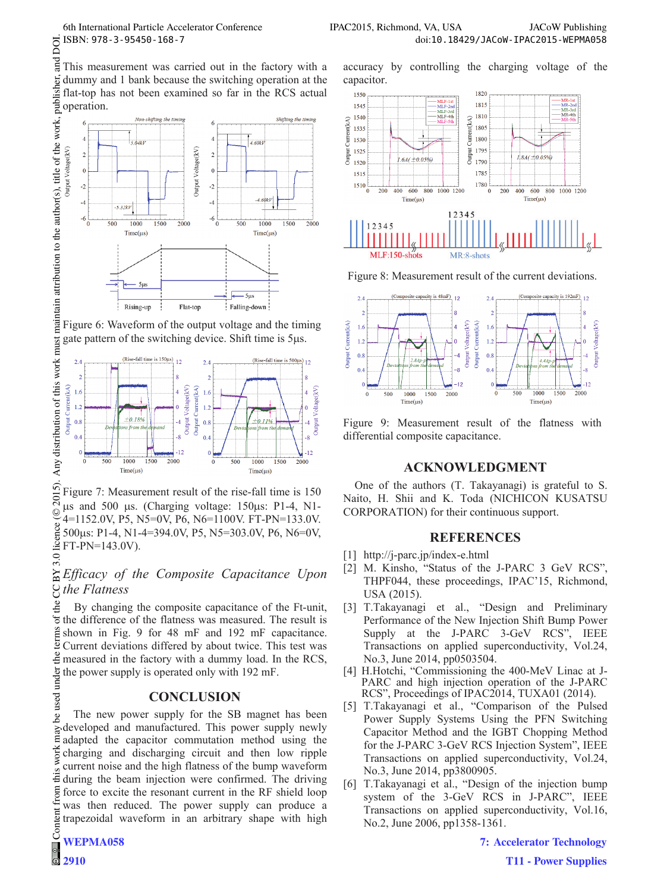This measurement was carried out in the factory with a dummy and 1 bank because the switching operation at the flat-top has not been examined so far in the RCS actual operation.

Non-shifting the timing
5.04kV
-5.32kV
Output Voltage(kV)
Time(μs)

Shifting the timing
4.60kV
-4.60kV
Output Voltage(kV)
Time(μs)

5μs
5μs
Rising-up
Flat-top
Falling-down

Figure 6: Waveform of the output voltage and the timing gate pattern of the switching device. Shift time is 5μs.

(Rise-fall time is 150μs)
±0.18%
Deviations from the demand
Output Current(kA)
Output Voltage(kV)
Time(μs)

(Rise-fall time is 500μs)
±0.11%
Deviations from the demand
Output Current(kA)
Output Voltage(kV)
Time(μs)

Figure 7: Measurement result of the rise-fall time is 150 μs and 500 μs. (Charging voltage: 150μs: P1-4, N1-4=1152.0V, P5, N5=0V, P6, N6=1100V. FT-PN=133.0V. 500μs: P1-4, N1-4=394.0V, P5, N5=303.0V, P6, N6=0V, FT-PN=143.0V).

### *Efficacy of the Composite Capacitance Upon the Flatness*

By changing the composite capacitance of the Ft-unit, the difference of the flatness was measured. The result is shown in Fig. 9 for 48 mF and 192 mF capacitance. Current deviations differed by about twice. This test was measured in the factory with a dummy load. In the RCS, the power supply is operated only with 192 mF.

## CONCLUSION

The new power supply for the SB magnet has been developed and manufactured. This power supply newly adapted the capacitor commutation method using the charging and discharging circuit and then low ripple current noise and the high flatness of the bump waveform during the beam injection were confirmed. The driving force to excite the resonant current in the RF shield loop was then reduced. The power supply can produce a trapezoidal waveform in an arbitrary shape with high accuracy by controlling the charging voltage of the capacitor.

MLF-1st
MLF-2nd
MLF-3rd
MLF-4th
MLF-5th
1.6A(±0.05%)
Output Current(kA)
Time(μs)

MR-1st
MR-2nd
MR-3rd
MR-4th
MR-5th
1.8A(±0.05%)
Output Current(kA)
Time(μs)

12345
12345
MLF:150-shots
MR:8-shots

Figure 8: Measurement result of the current deviations.

(Composite capacity is 48mF)
2.84p-p
Deviations from the demand
Output Current(kA)
Output Voltage(kV)
Time(μs)

(Composite capacity is 192mF)
4.44p-p
Deviations from the demand
Output Current(kA)
Output Voltage(kV)
Time(μs)

Figure 9: Measurement result of the flatness with differential composite capacitance.

## ACKNOWLEDGMENT

One of the authors (T. Takayanagi) is grateful to S. Naito, H. Shii and K. Toda (NICHICON KUSATSU CORPORATION) for their continuous support.

## REFERENCES

[1] http://j-parc.jp/index-e.html

[2] M. Kinsho, "Status of the J-PARC 3 GeV RCS", THPF044, these proceedings, IPAC'15, Richmond, USA (2015).

[3] T.Takayanagi et al., "Design and Preliminary Performance of the New Injection Shift Bump Power Supply at the J-PARC 3-GeV RCS", IEEE Transactions on applied superconductivity, Vol.24, No.3, June 2014, pp0503504.

[4] H.Hotchi, "Commissioning the 400-MeV Linac at J-PARC and high injection operation of the J-PARC RCS", Proceedings of IPAC2014, TUXA01 (2014).

[5] T.Takayanagi et al., "Comparison of the Pulsed Power Supply Systems Using the PFN Switching Capacitor Method and the IGBT Chopping Method for the J-PARC 3-GeV RCS Injection System", IEEE Transactions on applied superconductivity, Vol.24, No.3, June 2014, pp3800905.

[6] T.Takayanagi et al., "Design of the injection bump system of the 3-GeV RCS in J-PARC", IEEE Transactions on applied superconductivity, Vol.16, No.2, June 2006, pp1358-1361.